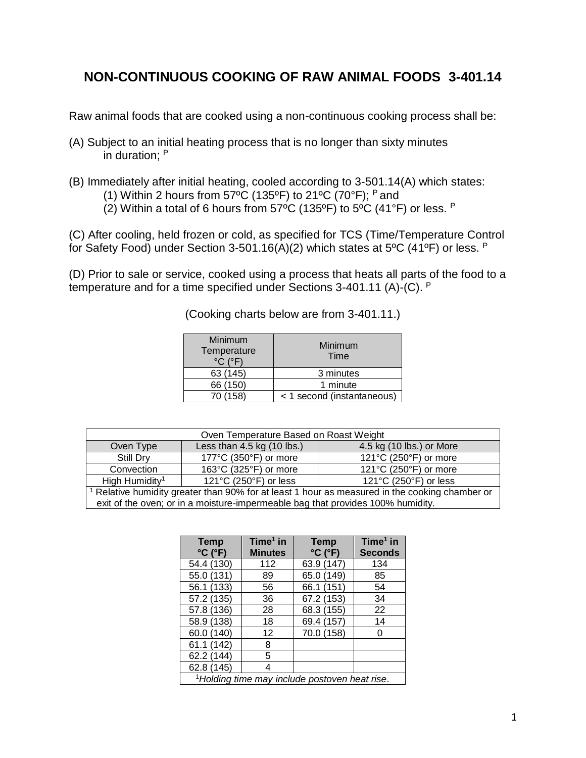# NON-CONTINUOUS COOKING OF RAW ANIMAL FOODS 3-401.14

Raw animal foods that are cooked using a non-continuous cooking process shall be:

(A) Subject to an initial heating process that is no longer than sixty minutes in duration; [P]

(B) Immediately after initial heating, cooled according to 3-501.14(A) which states:
(1) Within 2 hours from 57ºC (135ºF) to 21ºC (70°F); [P] and
(2) Within a total of 6 hours from 57ºC (135ºF) to 5ºC (41°F) or less. [P]

(C) After cooling, held frozen or cold, as specified for TCS (Time/Temperature Control for Safety Food) under Section 3-501.16(A)(2) which states at 5ºC (41ºF) or less. [P]

(D) Prior to sale or service, cooked using a process that heats all parts of the food to a temperature and for a time specified under Sections 3-401.11 (A)-(C). [P]

(Cooking charts below are from 3-401.11.)

| Minimum Temperature °C (°F) | Minimum Time |
|---|---|
| 63 (145) | 3 minutes |
| 66 (150) | 1 minute |
| 70 (158) | < 1 second (instantaneous) |

| Oven Temperature Based on Roast Weight | | |
|---|---|---|
| Oven Type | Less than 4.5 kg (10 lbs.) | 4.5 kg (10 lbs.) or More |
| Still Dry | 177°C (350°F) or more | 121°C (250°F) or more |
| Convection | 163°C (325°F) or more | 121°C (250°F) or more |
| High Humidity[1] | 121°C (250°F) or less | 121°C (250°F) or less |

[1] Relative humidity greater than 90% for at least 1 hour as measured in the cooking chamber or exit of the oven; or in a moisture-impermeable bag that provides 100% humidity.

| Temp °C (°F) | Time[1] in Minutes | Temp °C (°F) | Time[1] in Seconds |
|---|---|---|---|
| 54.4 (130) | 112 | 63.9 (147) | 134 |
| 55.0 (131) | 89 | 65.0 (149) | 85 |
| 56.1 (133) | 56 | 66.1 (151) | 54 |
| 57.2 (135) | 36 | 67.2 (153) | 34 |
| 57.8 (136) | 28 | 68.3 (155) | 22 |
| 58.9 (138) | 18 | 69.4 (157) | 14 |
| 60.0 (140) | 12 | 70.0 (158) | 0 |
| 61.1 (142) | 8 | | |
| 62.2 (144) | 5 | | |
| 62.8 (145) | 4 | | |

[1]*Holding time may include postoven heat rise*.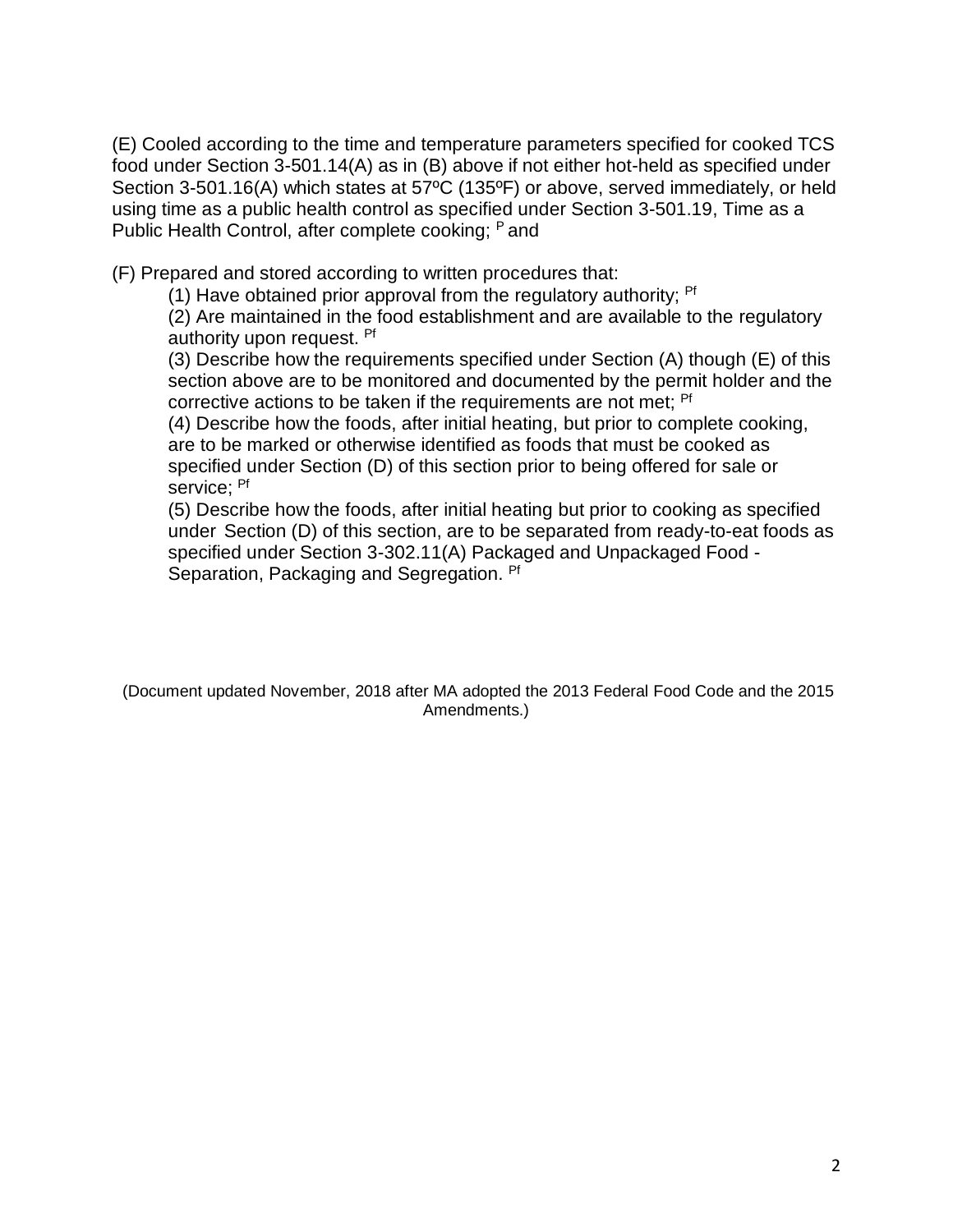(E) Cooled according to the time and temperature parameters specified for cooked TCS food under Section 3-501.14(A) as in (B) above if not either hot-held as specified under Section 3-501.16(A) which states at 57ºC (135ºF) or above, served immediately, or held using time as a public health control as specified under Section 3-501.19, Time as a Public Health Control, after complete cooking; [P] and

(F) Prepared and stored according to written procedures that:

(1) Have obtained prior approval from the regulatory authority; [Pf]
(2) Are maintained in the food establishment and are available to the regulatory authority upon request. [Pf]
(3) Describe how the requirements specified under Section (A) though (E) of this section above are to be monitored and documented by the permit holder and the corrective actions to be taken if the requirements are not met; [Pf]
(4) Describe how the foods, after initial heating, but prior to complete cooking, are to be marked or otherwise identified as foods that must be cooked as specified under Section (D) of this section prior to being offered for sale or service; [Pf]
(5) Describe how the foods, after initial heating but prior to cooking as specified under Section (D) of this section, are to be separated from ready-to-eat foods as specified under Section 3-302.11(A) Packaged and Unpackaged Food - Separation, Packaging and Segregation. [Pf]

(Document updated November, 2018 after MA adopted the 2013 Federal Food Code and the 2015 Amendments.)